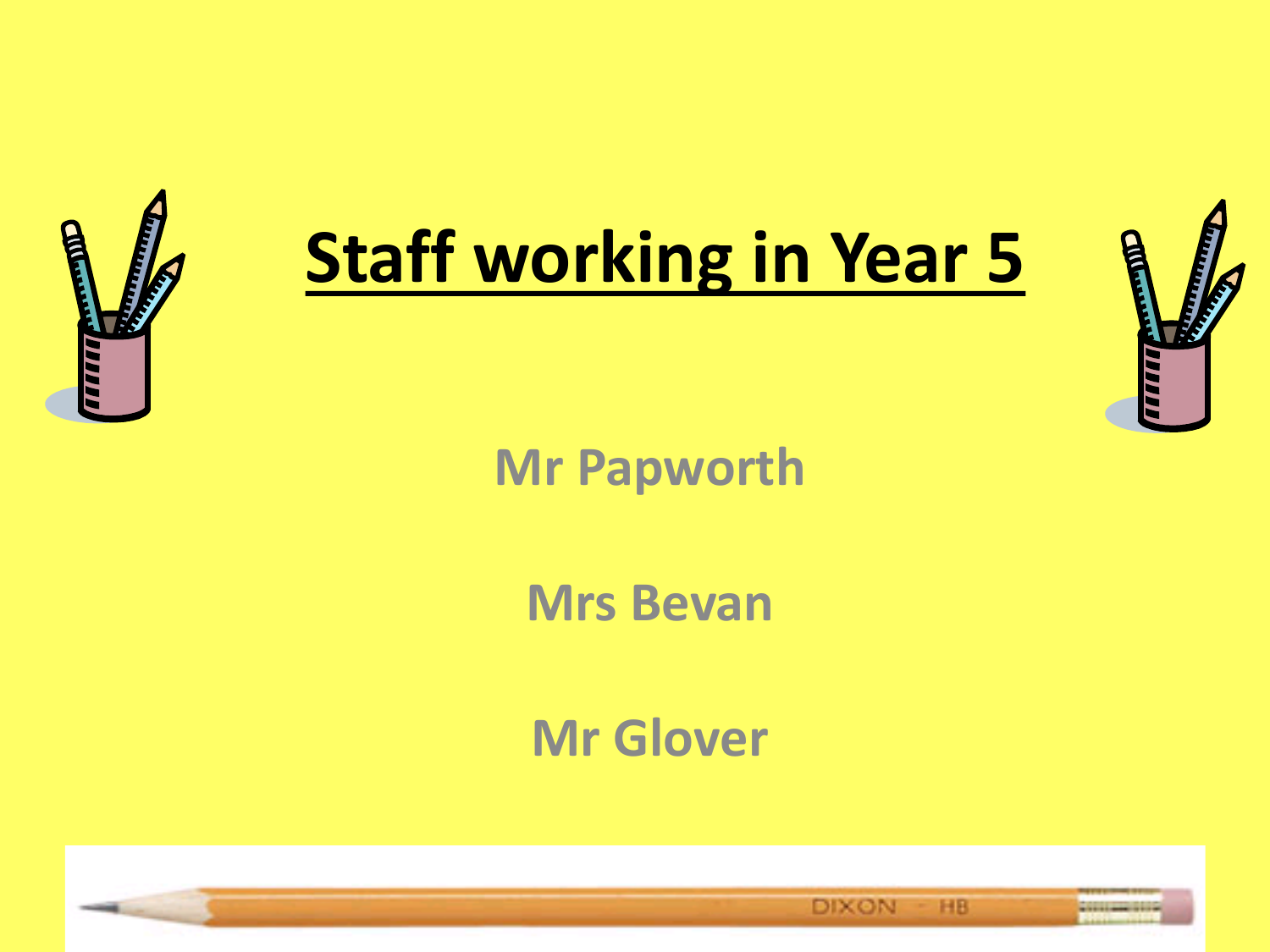# Staff working in Year 5

Mr Papworth

Mrs Bevan

Mr Glover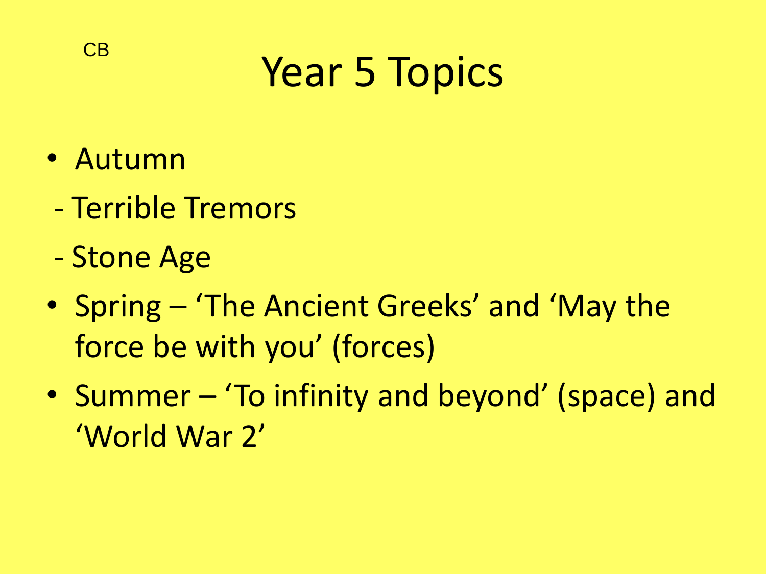CB

# Year 5 Topics

- Autumn

  - Terrible Tremors

  - Stone Age

- Spring – 'The Ancient Greeks' and 'May the force be with you' (forces)
- Summer – 'To infinity and beyond' (space) and 'World War 2'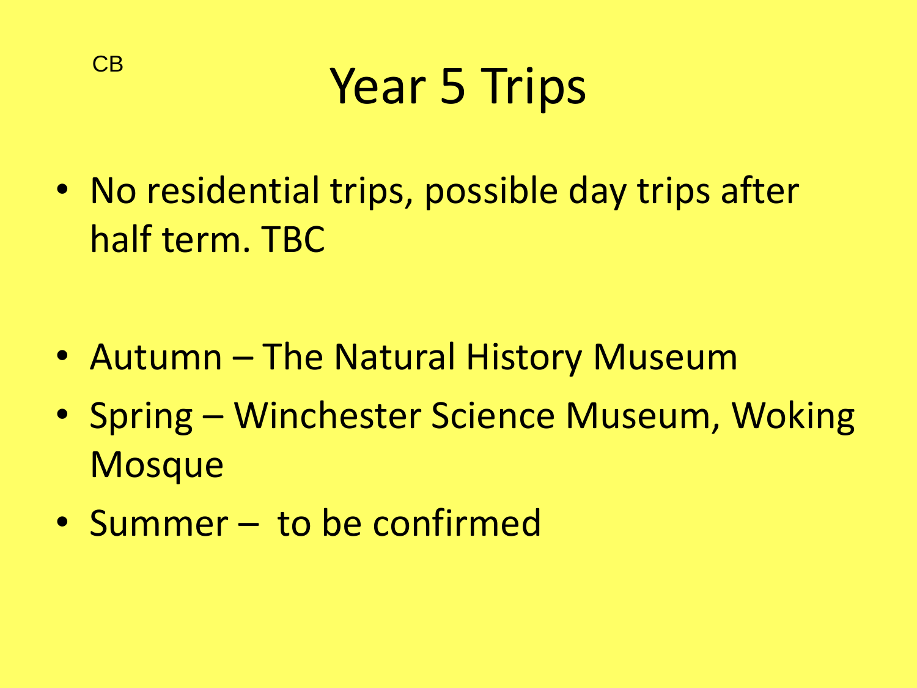CB

# Year 5 Trips

- No residential trips, possible day trips after half term. TBC

- Autumn – The Natural History Museum
- Spring – Winchester Science Museum, Woking Mosque
- Summer – to be confirmed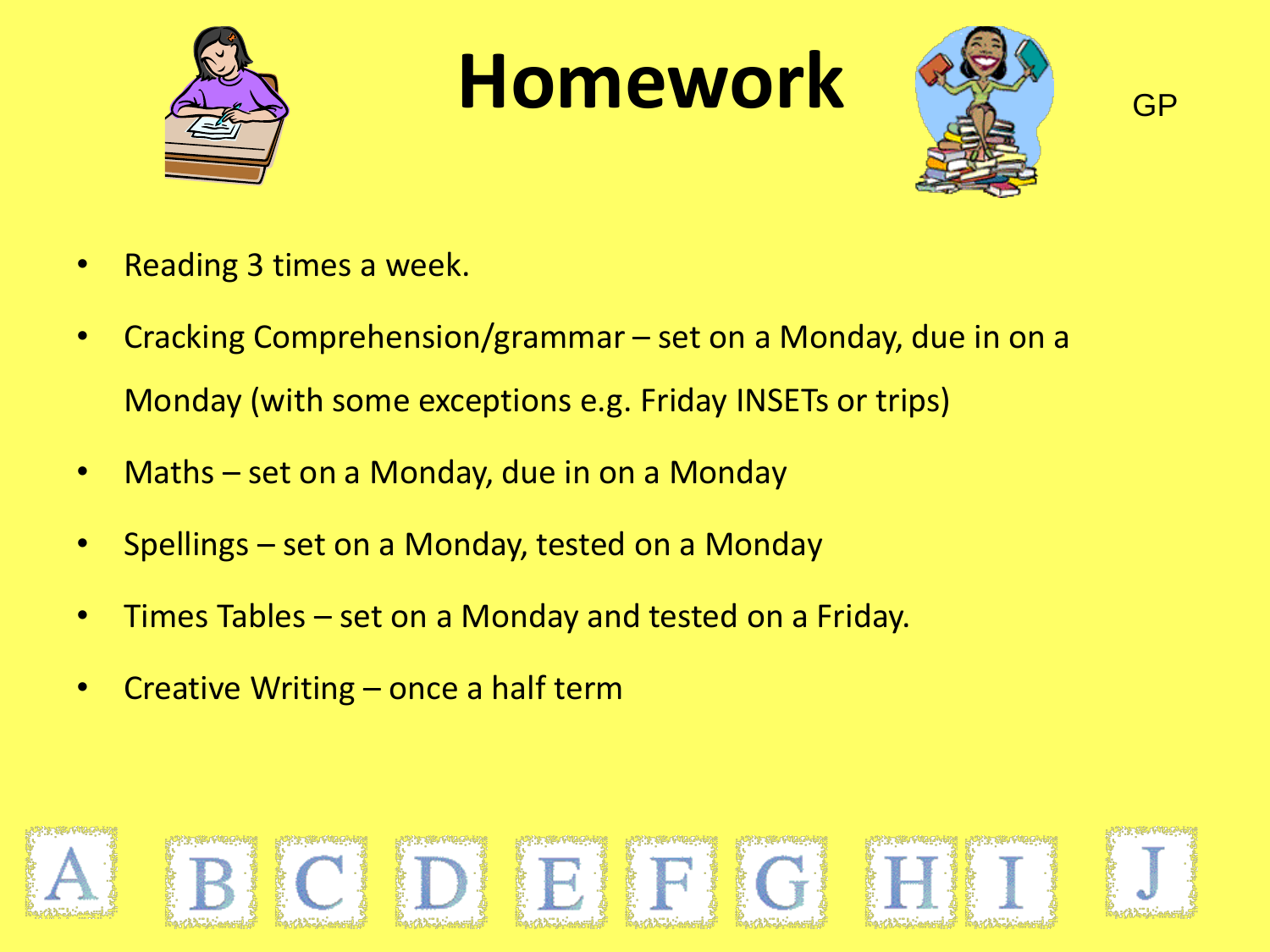# Homework

GP

- Reading 3 times a week.
- Cracking Comprehension/grammar – set on a Monday, due in on a Monday (with some exceptions e.g. Friday INSETs or trips)
- Maths – set on a Monday, due in on a Monday
- Spellings – set on a Monday, tested on a Monday
- Times Tables – set on a Monday and tested on a Friday.
- Creative Writing – once a half term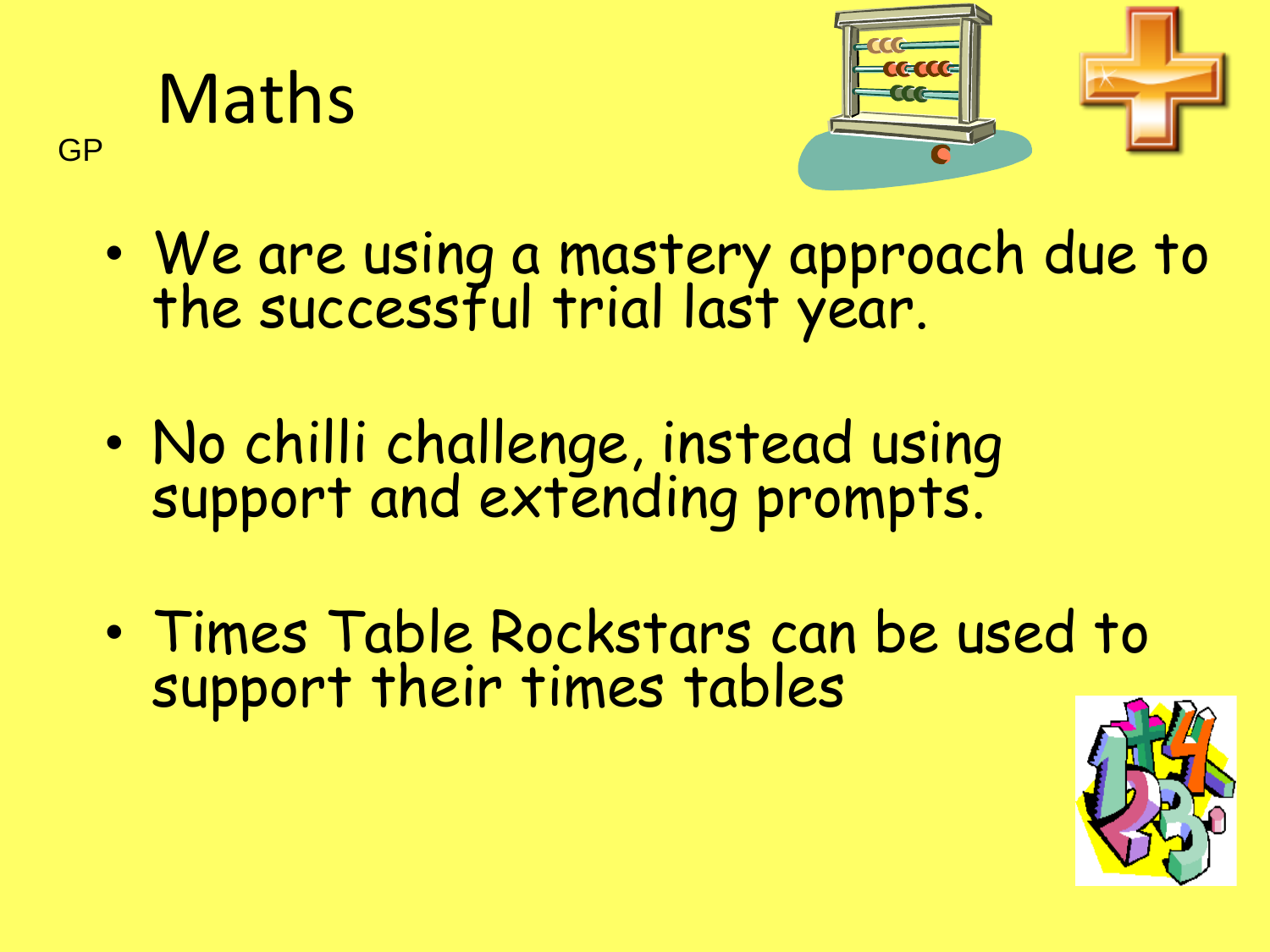# Maths

GP

- We are using a mastery approach due to the successful trial last year.
- No chilli challenge, instead using support and extending prompts.
- Times Table Rockstars can be used to support their times tables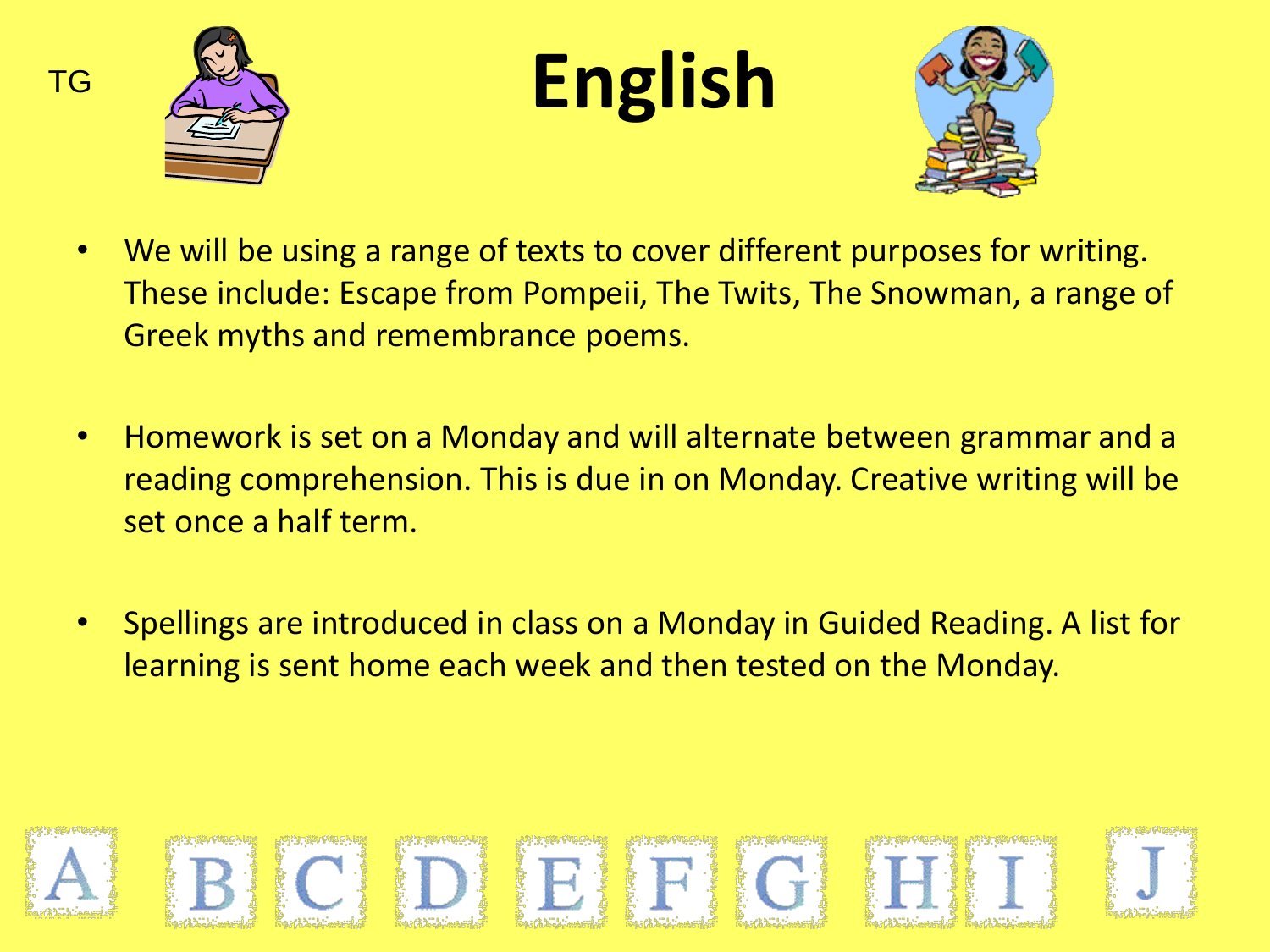TG

# English

- We will be using a range of texts to cover different purposes for writing. These include: Escape from Pompeii, The Twits, The Snowman, a range of Greek myths and remembrance poems.

- Homework is set on a Monday and will alternate between grammar and a reading comprehension. This is due in on Monday. Creative writing will be set once a half term.

- Spellings are introduced in class on a Monday in Guided Reading. A list for learning is sent home each week and then tested on the Monday.

A B C D E F G H I J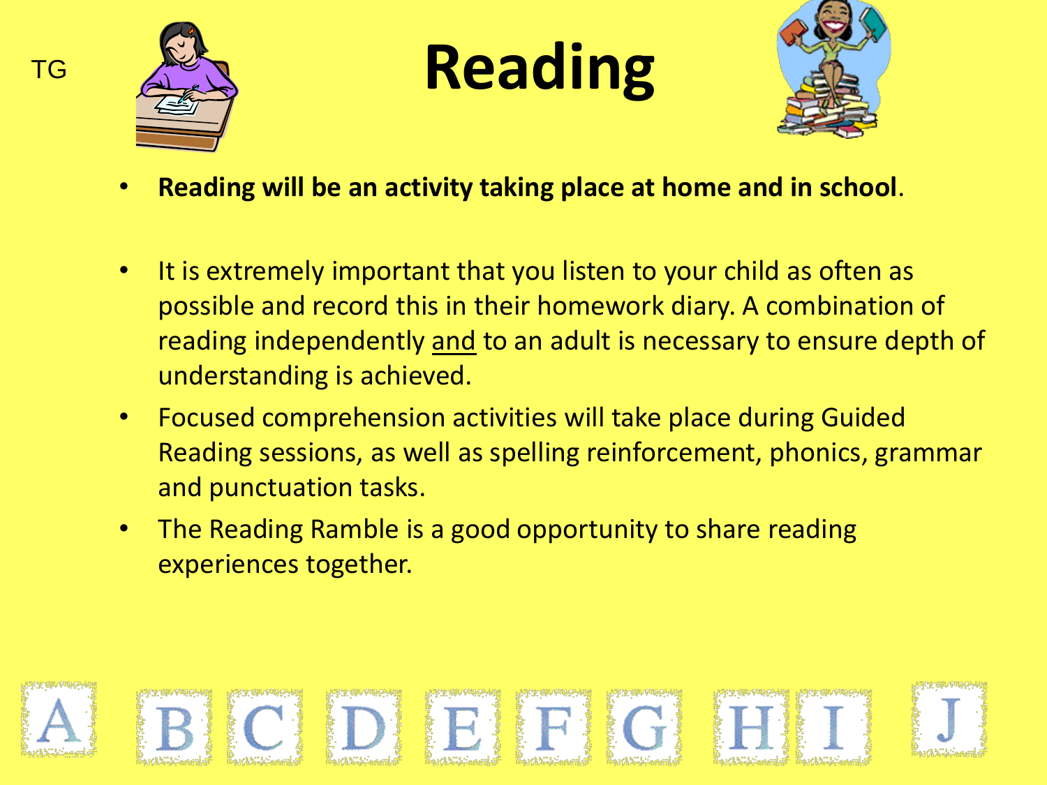TG

# Reading

- **Reading will be an activity taking place at home and in school**.
- It is extremely important that you listen to your child as often as possible and record this in their homework diary. A combination of reading independently <u>and</u> to an adult is necessary to ensure depth of understanding is achieved.
- Focused comprehension activities will take place during Guided Reading sessions, as well as spelling reinforcement, phonics, grammar and punctuation tasks.
- The Reading Ramble is a good opportunity to share reading experiences together.

A B C D E F G H I J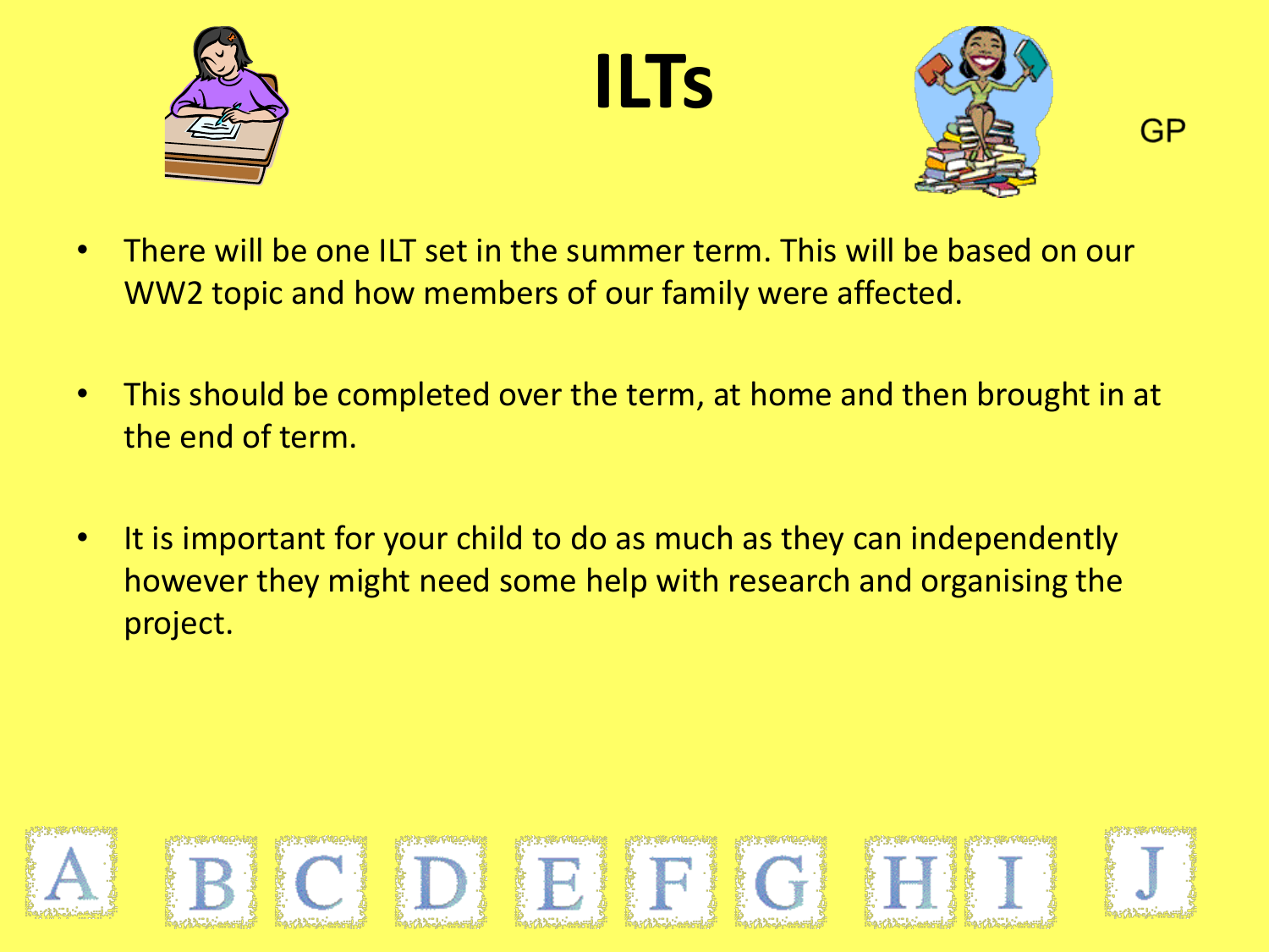# ILTs

GP

- There will be one ILT set in the summer term. This will be based on our WW2 topic and how members of our family were affected.
- This should be completed over the term, at home and then brought in at the end of term.
- It is important for your child to do as much as they can independently however they might need some help with research and organising the project.

A B C D E F G H I J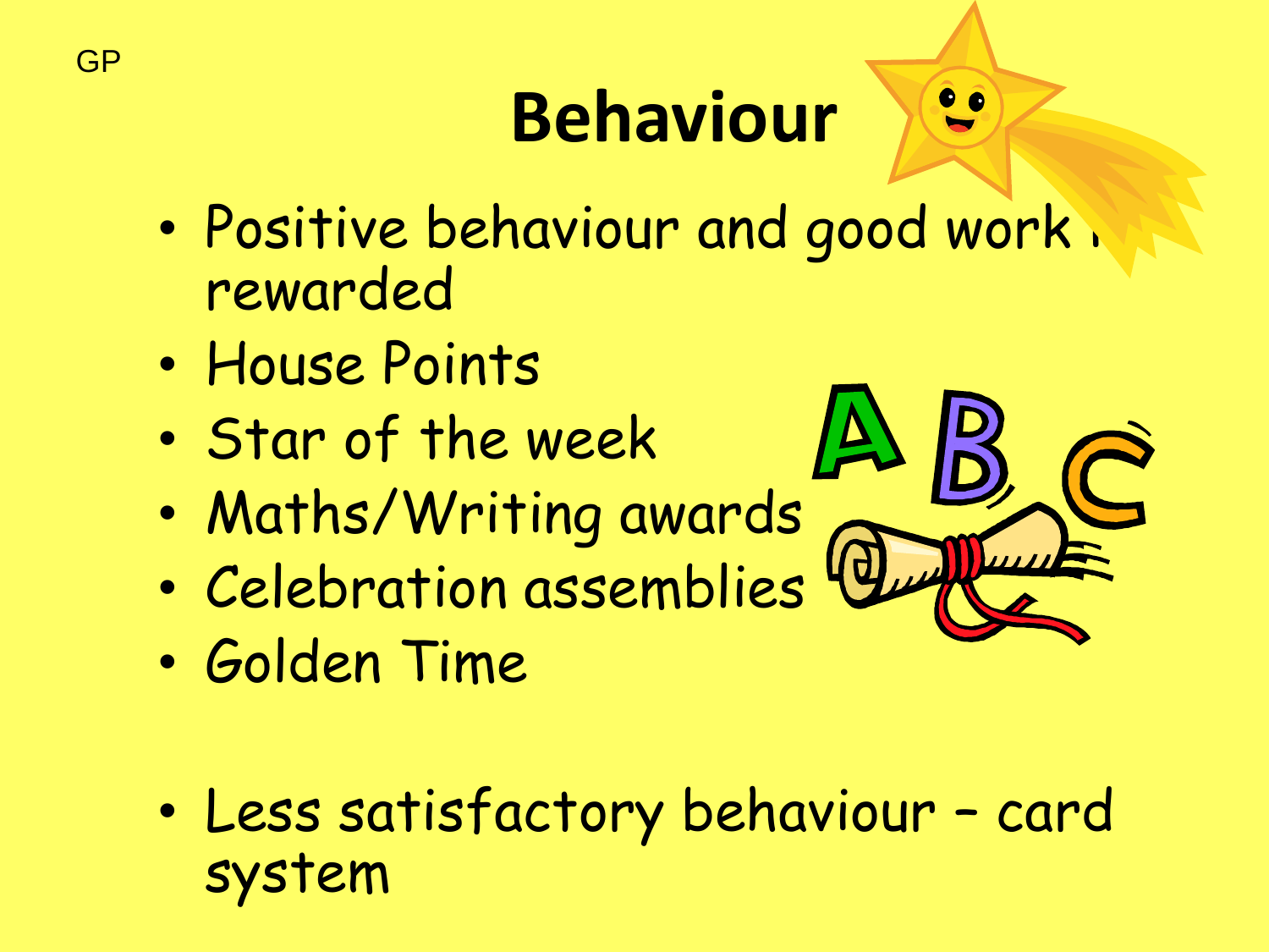GP

# Behaviour

- Positive behaviour and good work is rewarded
- House Points
- Star of the week
- Maths/Writing awards
- Celebration assemblies
- Golden Time

- Less satisfactory behaviour – card system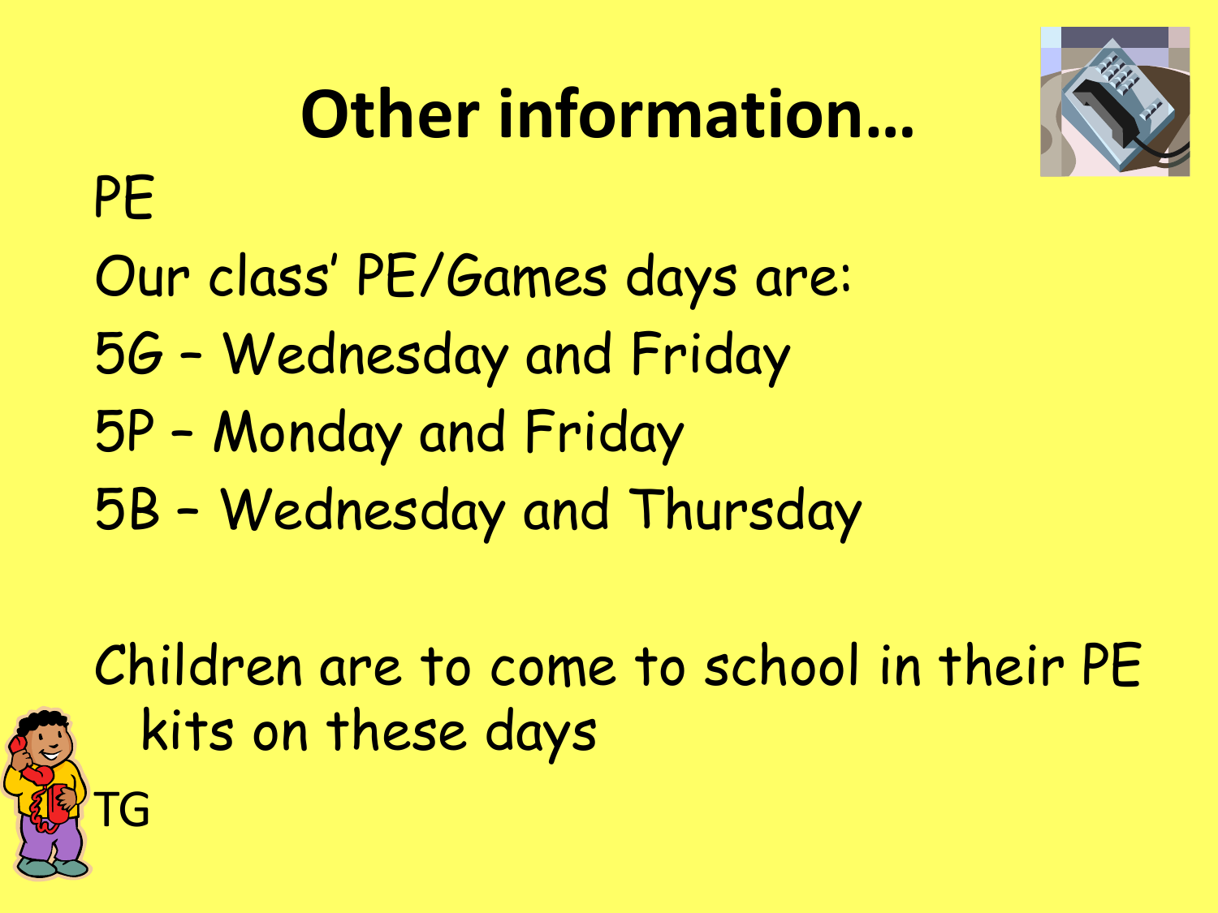# Other information…

PE

Our class' PE/Games days are:

5G – Wednesday and Friday

5P – Monday and Friday

5B – Wednesday and Thursday

Children are to come to school in their PE kits on these days

TG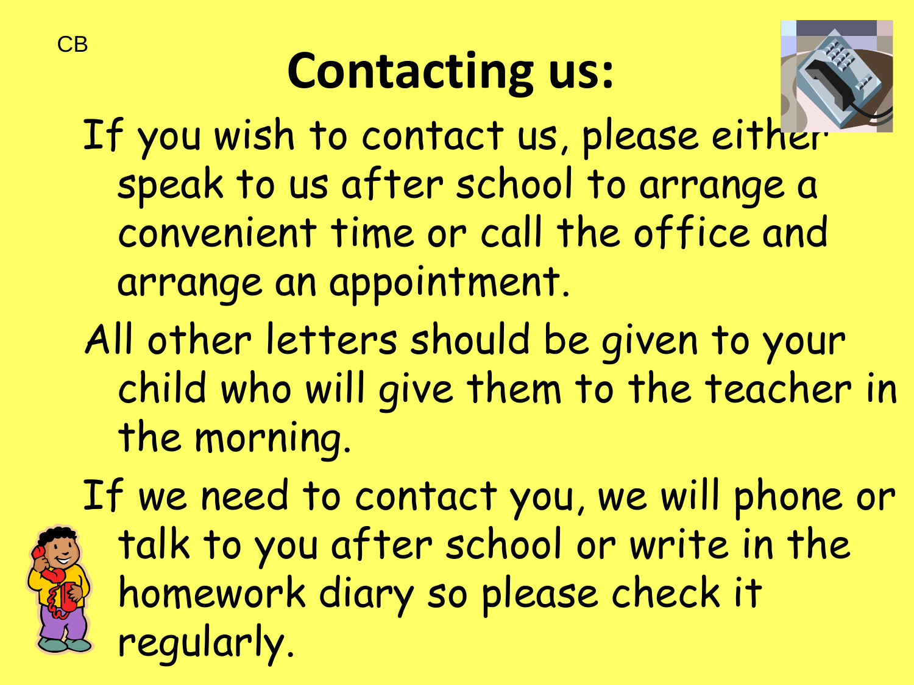CB

# Contacting us:

If you wish to contact us, please either speak to us after school to arrange a convenient time or call the office and arrange an appointment.

All other letters should be given to your child who will give them to the teacher in the morning.

If we need to contact you, we will phone or talk to you after school or write in the homework diary so please check it regularly.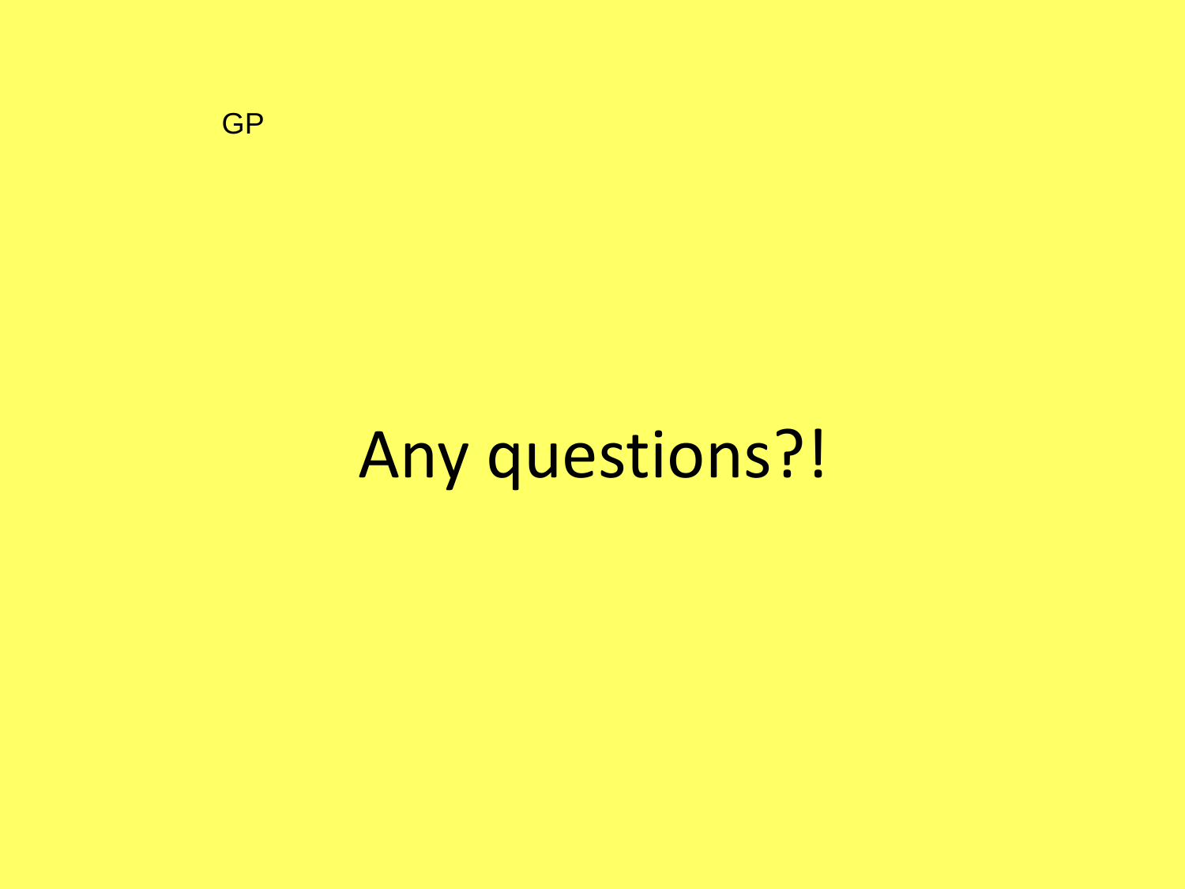GP

# Any questions?!